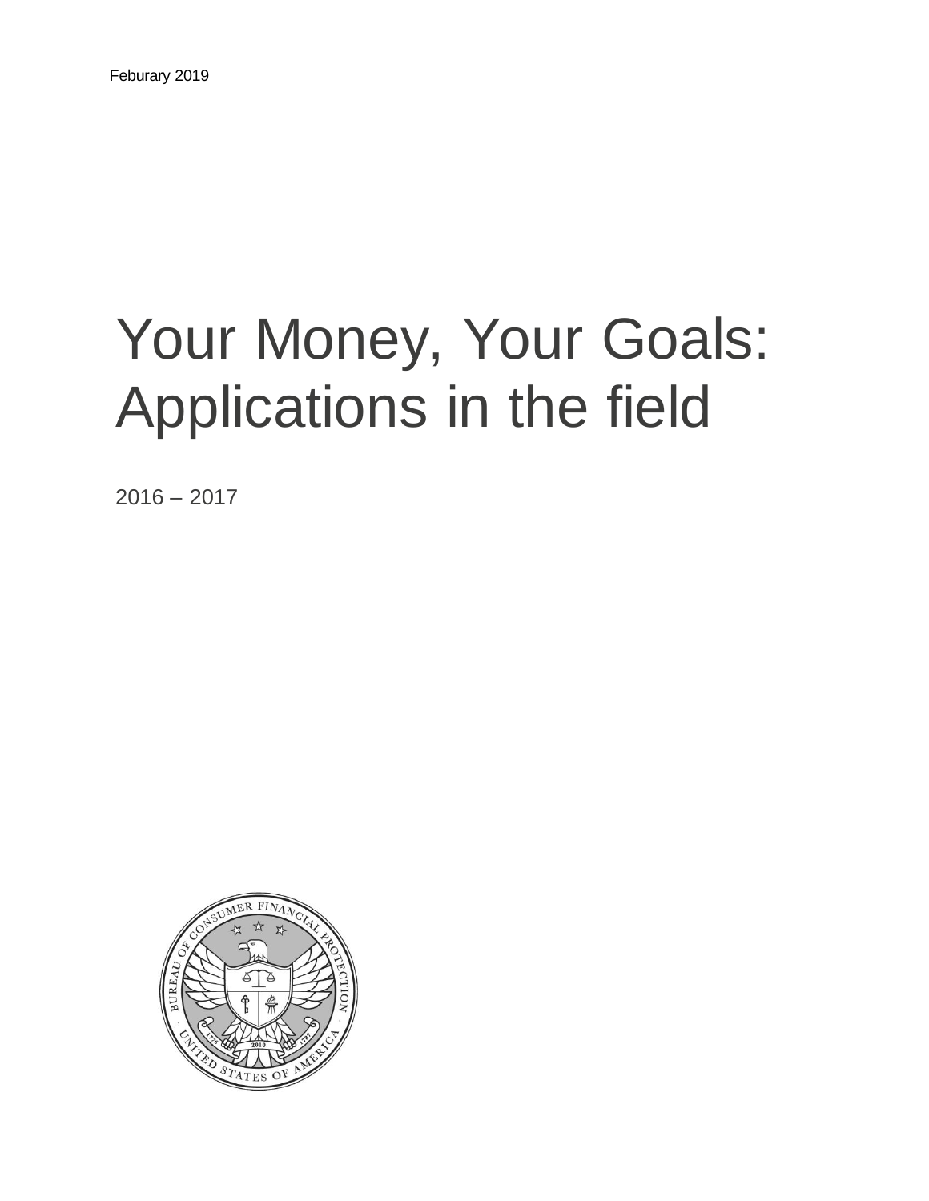Feburary 2019

# Your Money, Your Goals: Applications in the field

2016 – 2017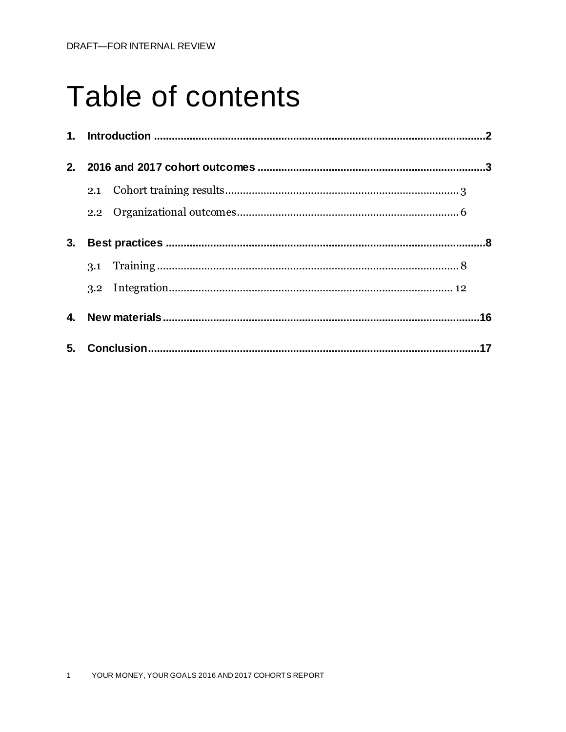# Table of contents

**1. Introduction** .......... **2**

**2. 2016 and 2017 cohort outcomes** .......... **3**

- 2.1 Cohort training results .......... 3
- 2.2 Organizational outcomes .......... 6

**3. Best practices** .......... **8**

- 3.1 Training .......... 8
- 3.2 Integration .......... 12

**4. New materials** .......... **16**

**5. Conclusion** .......... **17**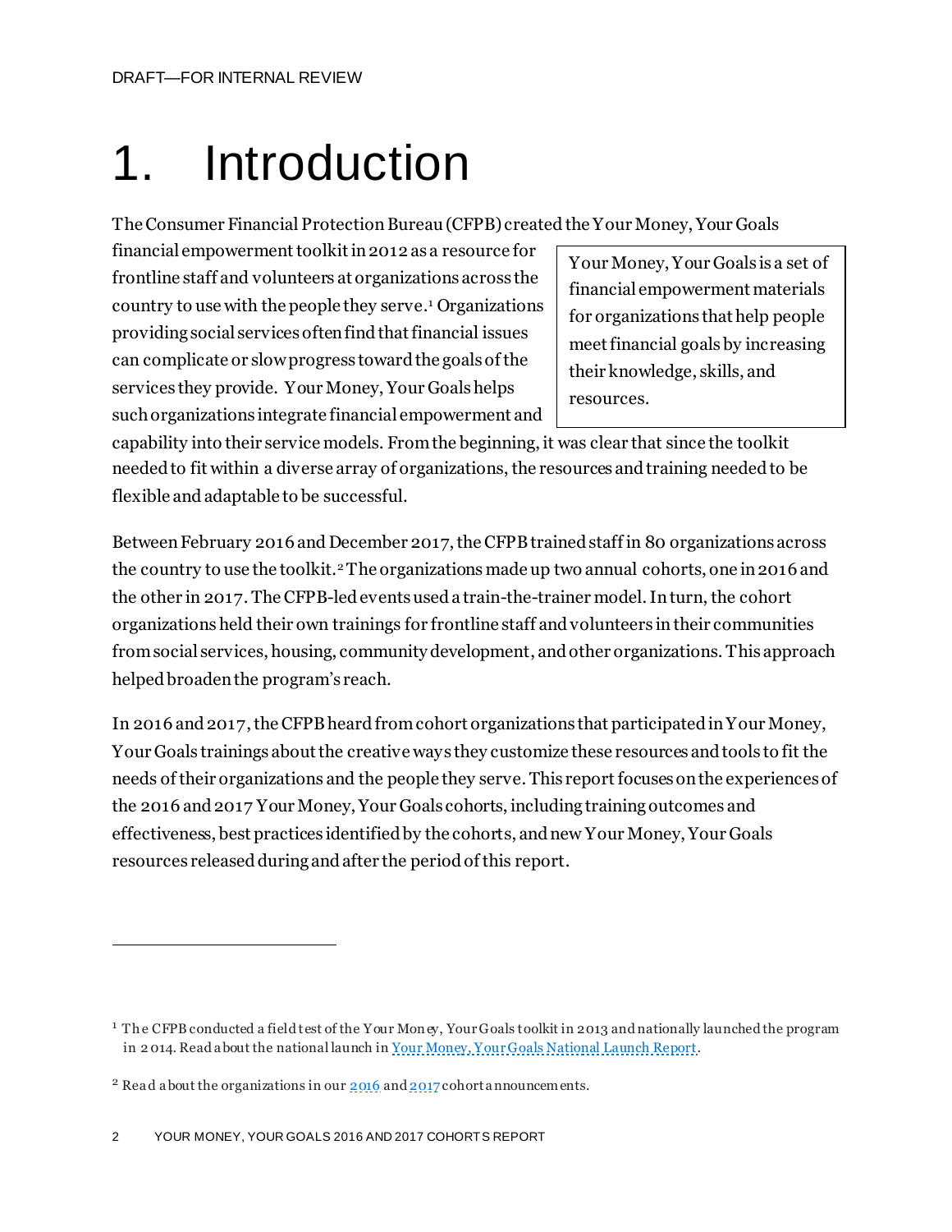# 1. Introduction

The Consumer Financial Protection Bureau (CFPB) created the Your Money, Your Goals financial empowerment toolkit in 2012 as a resource for frontline staff and volunteers at organizations across the country to use with the people they serve.[1] Organizations providing social services often find that financial issues can complicate or slow progress toward the goals of the services they provide. Your Money, Your Goals helps such organizations integrate financial empowerment and capability into their service models. From the beginning, it was clear that since the toolkit needed to fit within a diverse array of organizations, the resources and training needed to be flexible and adaptable to be successful.

> Your Money, Your Goals is a set of financial empowerment materials for organizations that help people meet financial goals by increasing their knowledge, skills, and resources.

Between February 2016 and December 2017, the CFPB trained staff in 80 organizations across the country to use the toolkit.[2] The organizations made up two annual cohorts, one in 2016 and the other in 2017. The CFPB-led events used a train-the-trainer model. In turn, the cohort organizations held their own trainings for frontline staff and volunteers in their communities from social services, housing, community development, and other organizations. This approach helped broaden the program's reach.

In 2016 and 2017, the CFPB heard from cohort organizations that participated in Your Money, Your Goals trainings about the creative ways they customize these resources and tools to fit the needs of their organizations and the people they serve. This report focuses on the experiences of the 2016 and 2017 Your Money, Your Goals cohorts, including training outcomes and effectiveness, best practices identified by the cohorts, and new Your Money, Your Goals resources released during and after the period of this report.

---

[1] The CFPB conducted a field test of the Your Money, Your Goals toolkit in 2013 and nationally launched the program in 2014. Read about the national launch in Your Money, Your Goals National Launch Report.

[2] Read about the organizations in our 2016 and 2017 cohort announcements.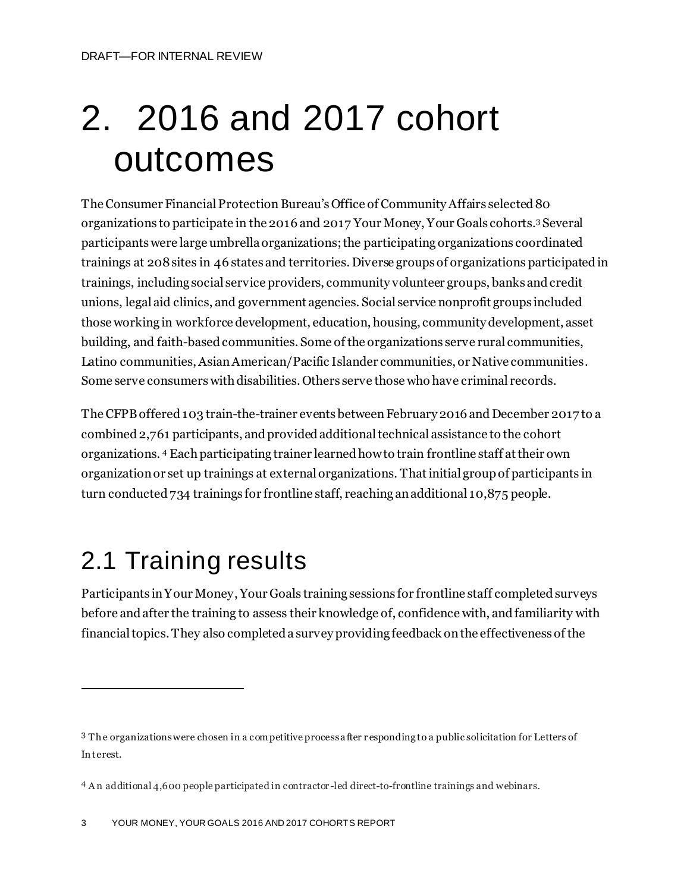# 2. 2016 and 2017 cohort outcomes

The Consumer Financial Protection Bureau's Office of Community Affairs selected 80 organizations to participate in the 2016 and 2017 Your Money, Your Goals cohorts.[3] Several participants were large umbrella organizations; the participating organizations coordinated trainings at 208 sites in 46 states and territories. Diverse groups of organizations participated in trainings, including social service providers, community volunteer groups, banks and credit unions, legal aid clinics, and government agencies. Social service nonprofit groups included those working in workforce development, education, housing, community development, asset building, and faith-based communities. Some of the organizations serve rural communities, Latino communities, Asian American/Pacific Islander communities, or Native communities. Some serve consumers with disabilities. Others serve those who have criminal records.

The CFPB offered 103 train-the-trainer events between February 2016 and December 2017 to a combined 2,761 participants, and provided additional technical assistance to the cohort organizations.[4] Each participating trainer learned how to train frontline staff at their own organization or set up trainings at external organizations. That initial group of participants in turn conducted 734 trainings for frontline staff, reaching an additional 10,875 people.

## 2.1 Training results

Participants in Your Money, Your Goals training sessions for frontline staff completed surveys before and after the training to assess their knowledge of, confidence with, and familiarity with financial topics. They also completed a survey providing feedback on the effectiveness of the

---

[3] The organizations were chosen in a competitive process after responding to a public solicitation for Letters of Interest.

[4] An additional 4,600 people participated in contractor-led direct-to-frontline trainings and webinars.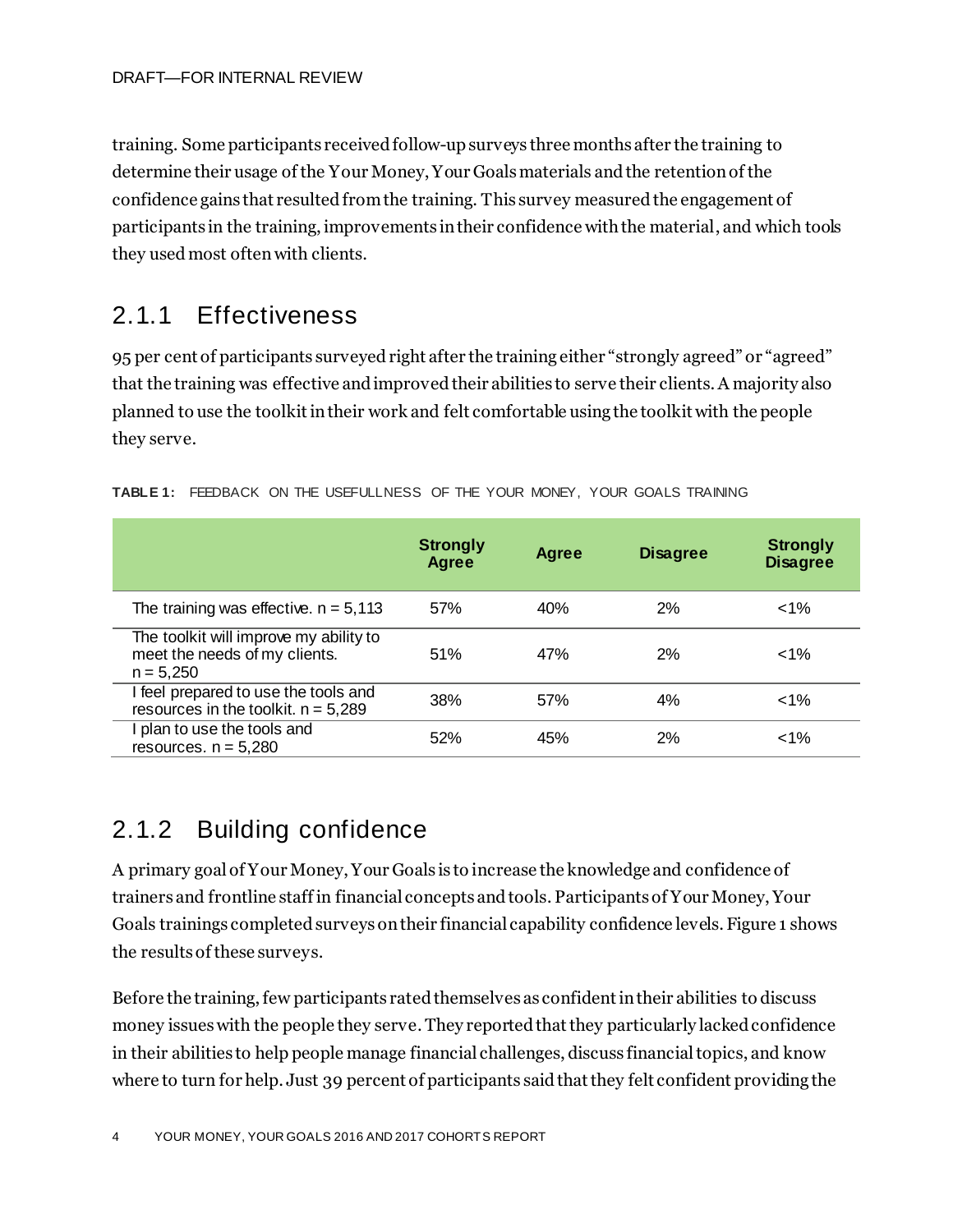DRAFT—FOR INTERNAL REVIEW

training. Some participants received follow-up surveys three months after the training to determine their usage of the Your Money, Your Goals materials and the retention of the confidence gains that resulted from the training. This survey measured the engagement of participants in the training, improvements in their confidence with the material, and which tools they used most often with clients.

### 2.1.1 Effectiveness

95 per cent of participants surveyed right after the training either "strongly agreed" or "agreed" that the training was effective and improved their abilities to serve their clients. A majority also planned to use the toolkit in their work and felt comfortable using the toolkit with the people they serve.

**TABLE 1:** FEEDBACK ON THE USEFULLNESS OF THE YOUR MONEY, YOUR GOALS TRAINING

| | Strongly Agree | Agree | Disagree | Strongly Disagree |
|---|---|---|---|---|
| The training was effective. n = 5,113 | 57% | 40% | 2% | <1% |
| The toolkit will improve my ability to meet the needs of my clients. n = 5,250 | 51% | 47% | 2% | <1% |
| I feel prepared to use the tools and resources in the toolkit. n = 5,289 | 38% | 57% | 4% | <1% |
| I plan to use the tools and resources. n = 5,280 | 52% | 45% | 2% | <1% |

### 2.1.2 Building confidence

A primary goal of Your Money, Your Goals is to increase the knowledge and confidence of trainers and frontline staff in financial concepts and tools. Participants of Your Money, Your Goals trainings completed surveys on their financial capability confidence levels. Figure 1 shows the results of these surveys.

Before the training, few participants rated themselves as confident in their abilities to discuss money issues with the people they serve. They reported that they particularly lacked confidence in their abilities to help people manage financial challenges, discuss financial topics, and know where to turn for help. Just 39 percent of participants said that they felt confident providing the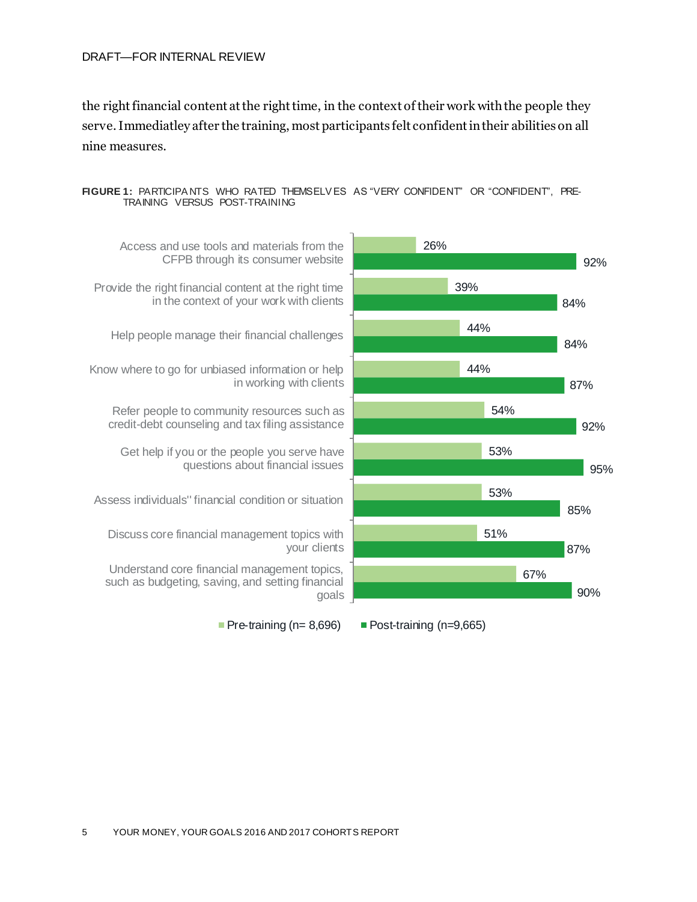DRAFT—FOR INTERNAL REVIEW

the right financial content at the right time, in the context of their work with the people they serve. Immediatley after the training, most participants felt confident in their abilities on all nine measures.

**FIGURE 1:** PARTICIPANTS WHO RATED THEMSELVES AS "VERY CONFIDENT" OR "CONFIDENT", PRE-TRAINING VERSUS POST-TRAINING

| | Pre-training (n= 8,696) | Post-training (n=9,665) |
|---|---|---|
| Access and use tools and materials from the CFPB through its consumer website | 26% | 92% |
| Provide the right financial content at the right time in the context of your work with clients | 39% | 84% |
| Help people manage their financial challenges | 44% | 84% |
| Know where to go for unbiased information or help in working with clients | 44% | 87% |
| Refer people to community resources such as credit-debt counseling and tax filing assistance | 54% | 92% |
| Get help if you or the people you serve have questions about financial issues | 53% | 95% |
| Assess individuals'' financial condition or situation | 53% | 85% |
| Discuss core financial management topics with your clients | 51% | 87% |
| Understand core financial management topics, such as budgeting, saving, and setting financial goals | 67% | 90% |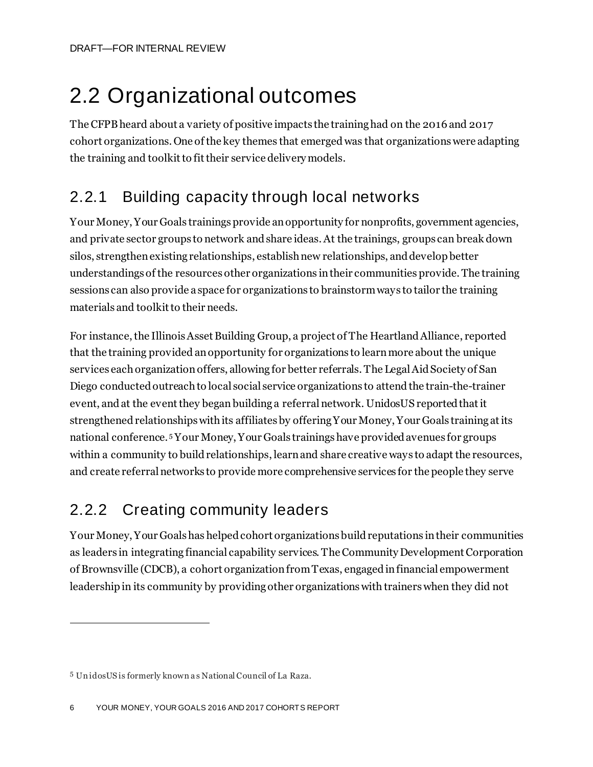# 2.2 Organizational outcomes

The CFPB heard about a variety of positive impacts the training had on the 2016 and 2017 cohort organizations. One of the key themes that emerged was that organizations were adapting the training and toolkit to fit their service delivery models.

## 2.2.1 Building capacity through local networks

Your Money, Your Goals trainings provide an opportunity for nonprofits, government agencies, and private sector groups to network and share ideas. At the trainings, groups can break down silos, strengthen existing relationships, establish new relationships, and develop better understandings of the resources other organizations in their communities provide. The training sessions can also provide a space for organizations to brainstorm ways to tailor the training materials and toolkit to their needs.

For instance, the Illinois Asset Building Group, a project of The Heartland Alliance, reported that the training provided an opportunity for organizations to learn more about the unique services each organization offers, allowing for better referrals. The Legal Aid Society of San Diego conducted outreach to local social service organizations to attend the train-the-trainer event, and at the event they began building a referral network. UnidosUS reported that it strengthened relationships with its affiliates by offering Your Money, Your Goals training at its national conference.[5] Your Money, Your Goals trainings have provided avenues for groups within a community to build relationships, learn and share creative ways to adapt the resources, and create referral networks to provide more comprehensive services for the people they serve

## 2.2.2 Creating community leaders

Your Money, Your Goals has helped cohort organizations build reputations in their communities as leaders in integrating financial capability services. The Community Development Corporation of Brownsville (CDCB), a cohort organization from Texas, engaged in financial empowerment leadership in its community by providing other organizations with trainers when they did not

---

[5] UnidosUS is formerly known as National Council of La Raza.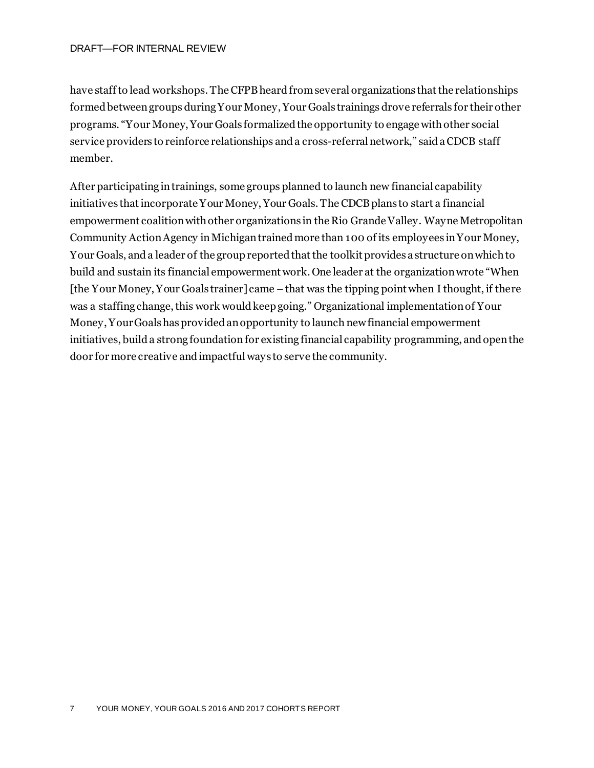have staff to lead workshops. The CFPB heard from several organizations that the relationships formed between groups during Your Money, Your Goals trainings drove referrals for their other programs. "Your Money, Your Goals formalized the opportunity to engage with other social service providers to reinforce relationships and a cross-referral network," said a CDCB staff member.

After participating in trainings, some groups planned to launch new financial capability initiatives that incorporate Your Money, Your Goals. The CDCB plans to start a financial empowerment coalition with other organizations in the Rio Grande Valley. Wayne Metropolitan Community Action Agency in Michigan trained more than 100 of its employees in Your Money, Your Goals, and a leader of the group reported that the toolkit provides a structure on which to build and sustain its financial empowerment work. One leader at the organization wrote "When [the Your Money, Your Goals trainer] came – that was the tipping point when I thought, if there was a staffing change, this work would keep going." Organizational implementation of Your Money, Your Goals has provided an opportunity to launch new financial empowerment initiatives, build a strong foundation for existing financial capability programming, and open the door for more creative and impactful ways to serve the community.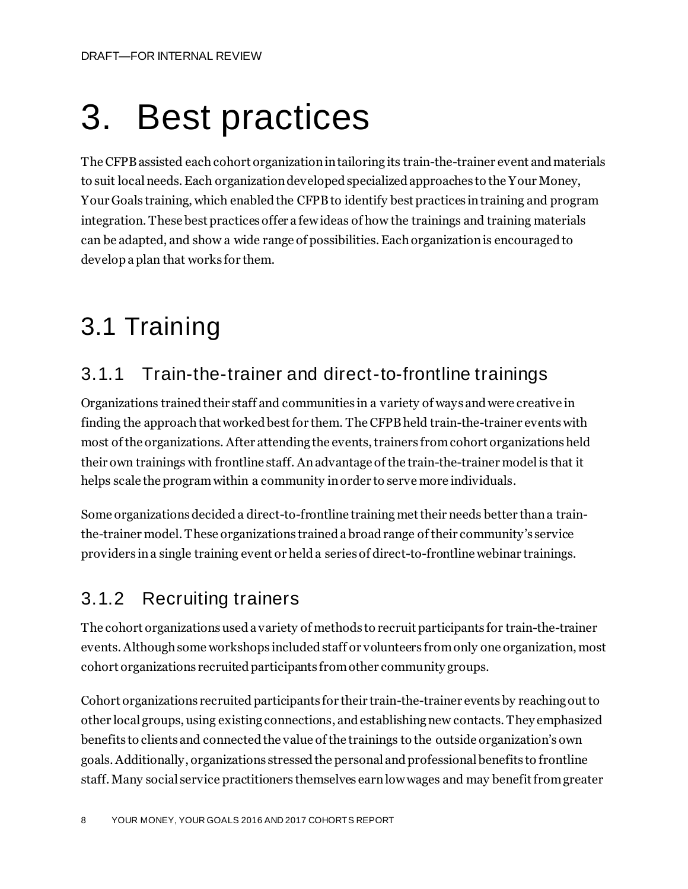# 3. Best practices

The CFPB assisted each cohort organization in tailoring its train-the-trainer event and materials to suit local needs. Each organization developed specialized approaches to the Your Money, Your Goals training, which enabled the CFPB to identify best practices in training and program integration. These best practices offer a few ideas of how the trainings and training materials can be adapted, and show a wide range of possibilities. Each organization is encouraged to develop a plan that works for them.

## 3.1 Training

### 3.1.1 Train-the-trainer and direct-to-frontline trainings

Organizations trained their staff and communities in a variety of ways and were creative in finding the approach that worked best for them. The CFPB held train-the-trainer events with most of the organizations. After attending the events, trainers from cohort organizations held their own trainings with frontline staff. An advantage of the train-the-trainer model is that it helps scale the program within a community in order to serve more individuals.

Some organizations decided a direct-to-frontline training met their needs better than a train-the-trainer model. These organizations trained a broad range of their community's service providers in a single training event or held a series of direct-to-frontline webinar trainings.

### 3.1.2 Recruiting trainers

The cohort organizations used a variety of methods to recruit participants for train-the-trainer events. Although some workshops included staff or volunteers from only one organization, most cohort organizations recruited participants from other community groups.

Cohort organizations recruited participants for their train-the-trainer events by reaching out to other local groups, using existing connections, and establishing new contacts. They emphasized benefits to clients and connected the value of the trainings to the outside organization's own goals. Additionally, organizations stressed the personal and professional benefits to frontline staff. Many social service practitioners themselves earn low wages and may benefit from greater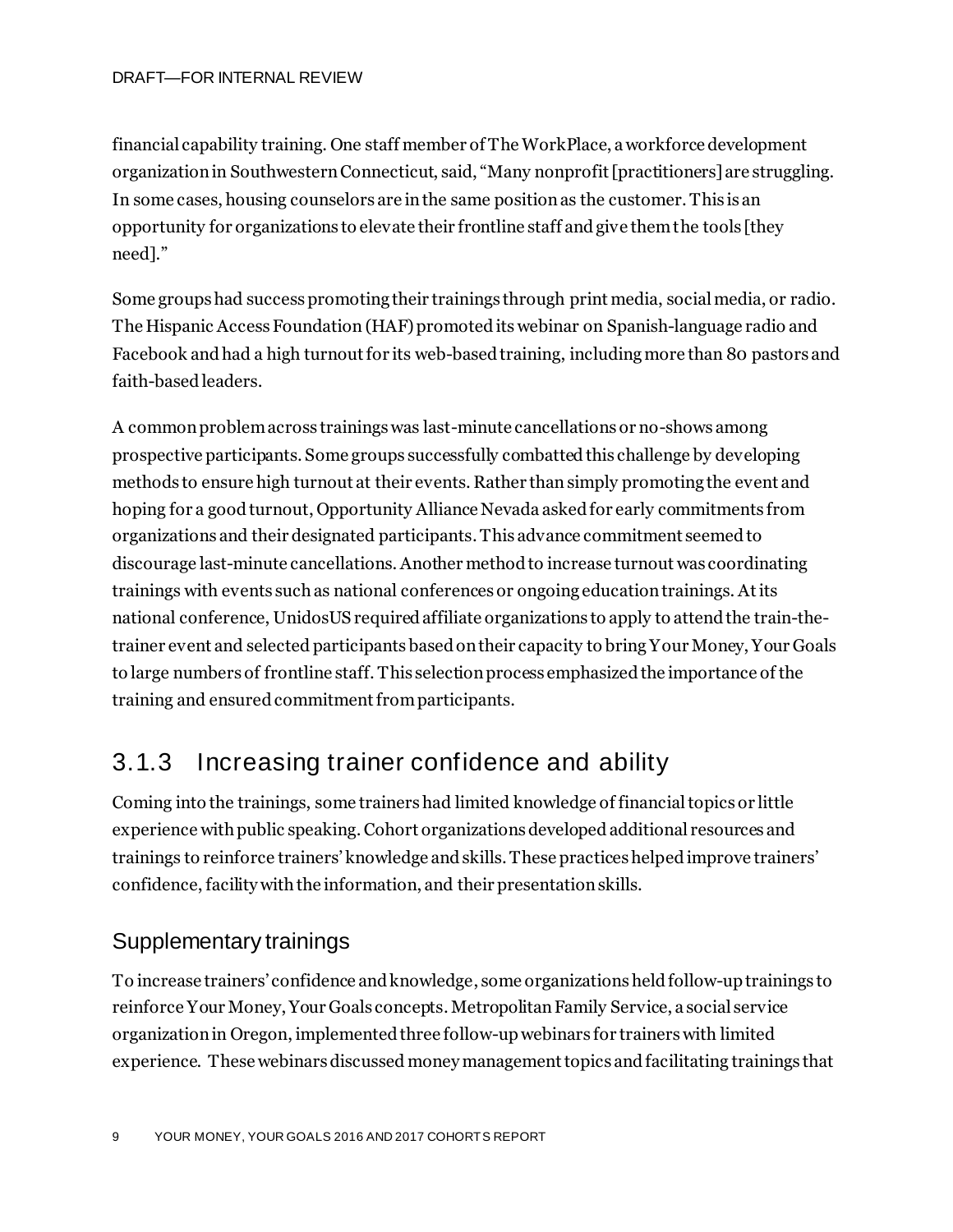financial capability training. One staff member of The WorkPlace, a workforce development organization in Southwestern Connecticut, said, "Many nonprofit [practitioners] are struggling. In some cases, housing counselors are in the same position as the customer. This is an opportunity for organizations to elevate their frontline staff and give them the tools [they need]."

Some groups had success promoting their trainings through print media, social media, or radio. The Hispanic Access Foundation (HAF) promoted its webinar on Spanish-language radio and Facebook and had a high turnout for its web-based training, including more than 80 pastors and faith-based leaders.

A common problem across trainings was last-minute cancellations or no-shows among prospective participants. Some groups successfully combatted this challenge by developing methods to ensure high turnout at their events. Rather than simply promoting the event and hoping for a good turnout, Opportunity Alliance Nevada asked for early commitments from organizations and their designated participants. This advance commitment seemed to discourage last-minute cancellations. Another method to increase turnout was coordinating trainings with events such as national conferences or ongoing education trainings. At its national conference, UnidosUS required affiliate organizations to apply to attend the train-the-trainer event and selected participants based on their capacity to bring Your Money, Your Goals to large numbers of frontline staff. This selection process emphasized the importance of the training and ensured commitment from participants.

### 3.1.3 Increasing trainer confidence and ability

Coming into the trainings, some trainers had limited knowledge of financial topics or little experience with public speaking. Cohort organizations developed additional resources and trainings to reinforce trainers' knowledge and skills. These practices helped improve trainers' confidence, facility with the information, and their presentation skills.

#### Supplementary trainings

To increase trainers' confidence and knowledge, some organizations held follow-up trainings to reinforce Your Money, Your Goals concepts. Metropolitan Family Service, a social service organization in Oregon, implemented three follow-up webinars for trainers with limited experience. These webinars discussed money management topics and facilitating trainings that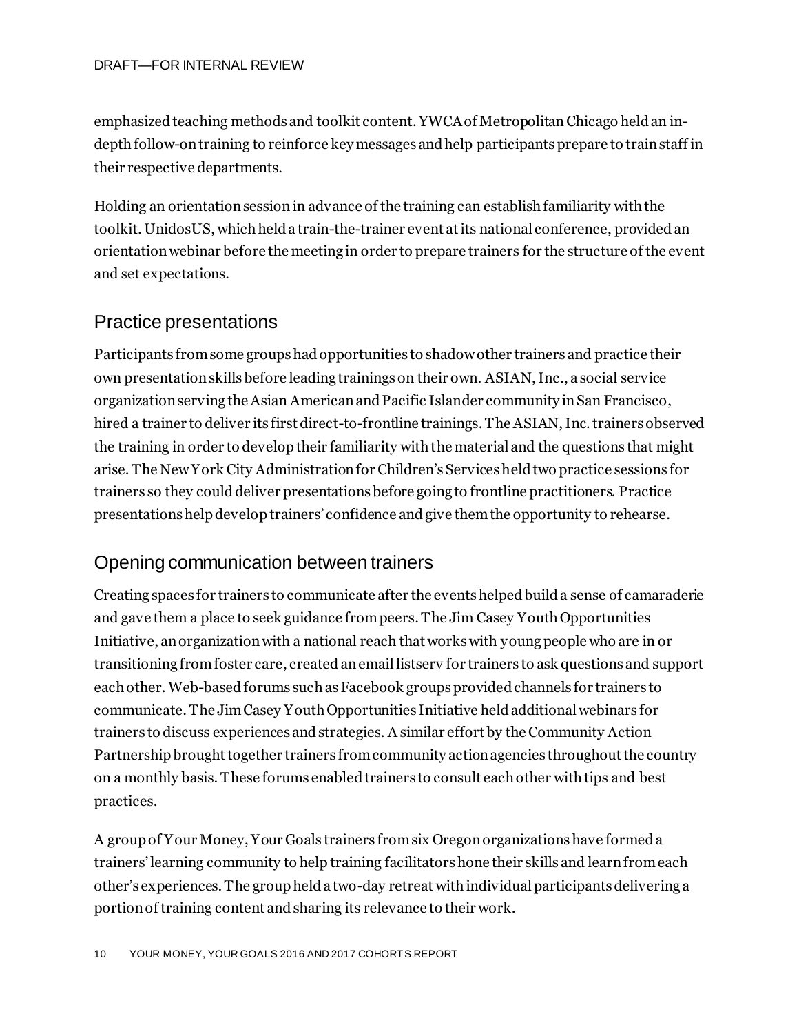emphasized teaching methods and toolkit content. YWCA of Metropolitan Chicago held an in-depth follow-on training to reinforce key messages and help participants prepare to train staff in their respective departments.

Holding an orientation session in advance of the training can establish familiarity with the toolkit. UnidosUS, which held a train-the-trainer event at its national conference, provided an orientation webinar before the meeting in order to prepare trainers for the structure of the event and set expectations.

## Practice presentations

Participants from some groups had opportunities to shadow other trainers and practice their own presentation skills before leading trainings on their own. ASIAN, Inc., a social service organization serving the Asian American and Pacific Islander community in San Francisco, hired a trainer to deliver its first direct-to-frontline trainings. The ASIAN, Inc. trainers observed the training in order to develop their familiarity with the material and the questions that might arise. The New York City Administration for Children's Services held two practice sessions for trainers so they could deliver presentations before going to frontline practitioners. Practice presentations help develop trainers' confidence and give them the opportunity to rehearse.

## Opening communication between trainers

Creating spaces for trainers to communicate after the events helped build a sense of camaraderie and gave them a place to seek guidance from peers. The Jim Casey Youth Opportunities Initiative, an organization with a national reach that works with young people who are in or transitioning from foster care, created an email listserv for trainers to ask questions and support each other. Web-based forums such as Facebook groups provided channels for trainers to communicate. The Jim Casey Youth Opportunities Initiative held additional webinars for trainers to discuss experiences and strategies. A similar effort by the Community Action Partnership brought together trainers from community action agencies throughout the country on a monthly basis. These forums enabled trainers to consult each other with tips and best practices.

A group of Your Money, Your Goals trainers from six Oregon organizations have formed a trainers' learning community to help training facilitators hone their skills and learn from each other's experiences. The group held a two-day retreat with individual participants delivering a portion of training content and sharing its relevance to their work.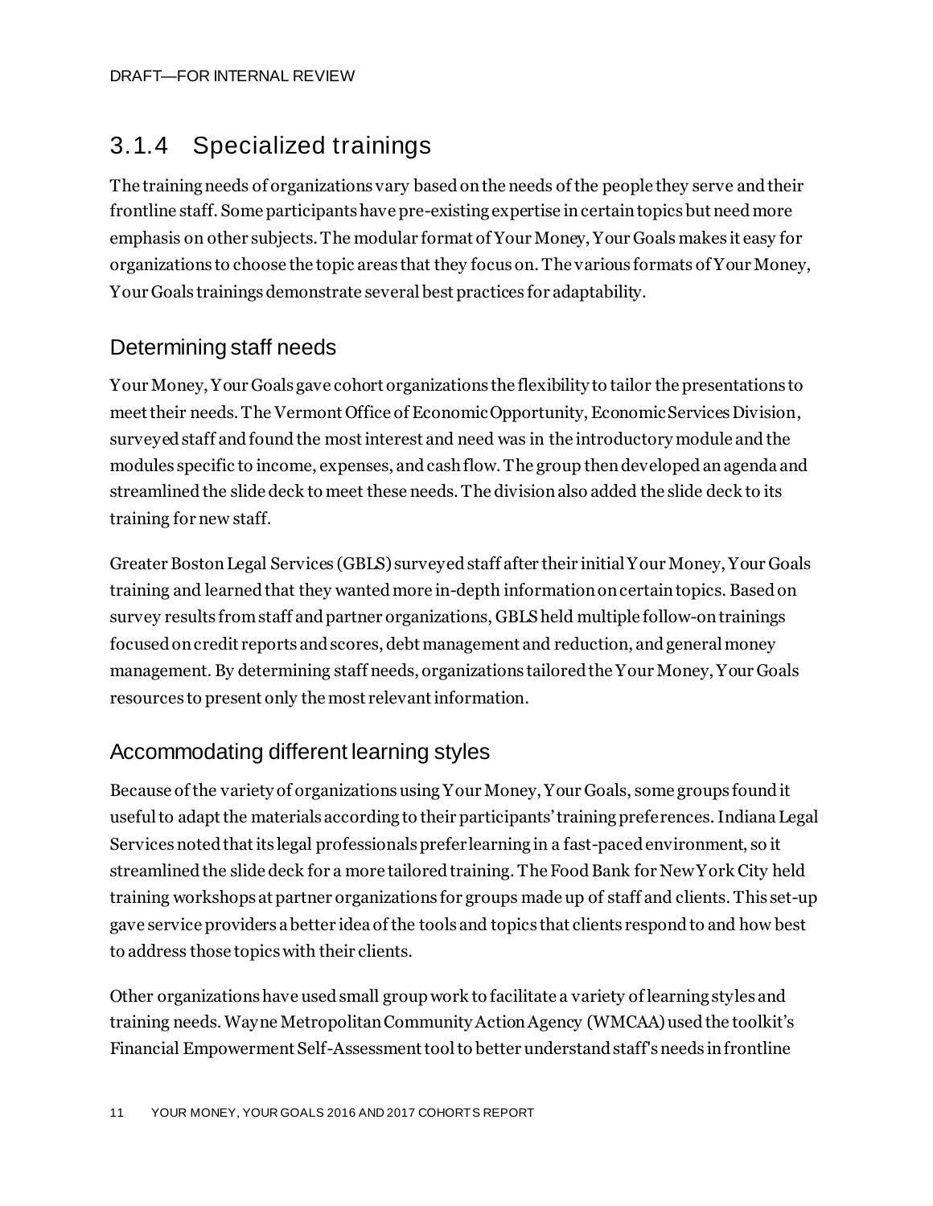## 3.1.4 Specialized trainings

The training needs of organizations vary based on the needs of the people they serve and their frontline staff. Some participants have pre-existing expertise in certain topics but need more emphasis on other subjects. The modular format of Your Money, Your Goals makes it easy for organizations to choose the topic areas that they focus on. The various formats of Your Money, Your Goals trainings demonstrate several best practices for adaptability.

### Determining staff needs

Your Money, Your Goals gave cohort organizations the flexibility to tailor the presentations to meet their needs. The Vermont Office of Economic Opportunity, Economic Services Division, surveyed staff and found the most interest and need was in the introductory module and the modules specific to income, expenses, and cash flow. The group then developed an agenda and streamlined the slide deck to meet these needs. The division also added the slide deck to its training for new staff.

Greater Boston Legal Services (GBLS) surveyed staff after their initial Your Money, Your Goals training and learned that they wanted more in-depth information on certain topics. Based on survey results from staff and partner organizations, GBLS held multiple follow-on trainings focused on credit reports and scores, debt management and reduction, and general money management. By determining staff needs, organizations tailored the Your Money, Your Goals resources to present only the most relevant information.

### Accommodating different learning styles

Because of the variety of organizations using Your Money, Your Goals, some groups found it useful to adapt the materials according to their participants' training preferences. Indiana Legal Services noted that its legal professionals prefer learning in a fast-paced environment, so it streamlined the slide deck for a more tailored training. The Food Bank for New York City held training workshops at partner organizations for groups made up of staff and clients. This set-up gave service providers a better idea of the tools and topics that clients respond to and how best to address those topics with their clients.

Other organizations have used small group work to facilitate a variety of learning styles and training needs. Wayne Metropolitan Community Action Agency (WMCAA) used the toolkit's Financial Empowerment Self-Assessment tool to better understand staff's needs in frontline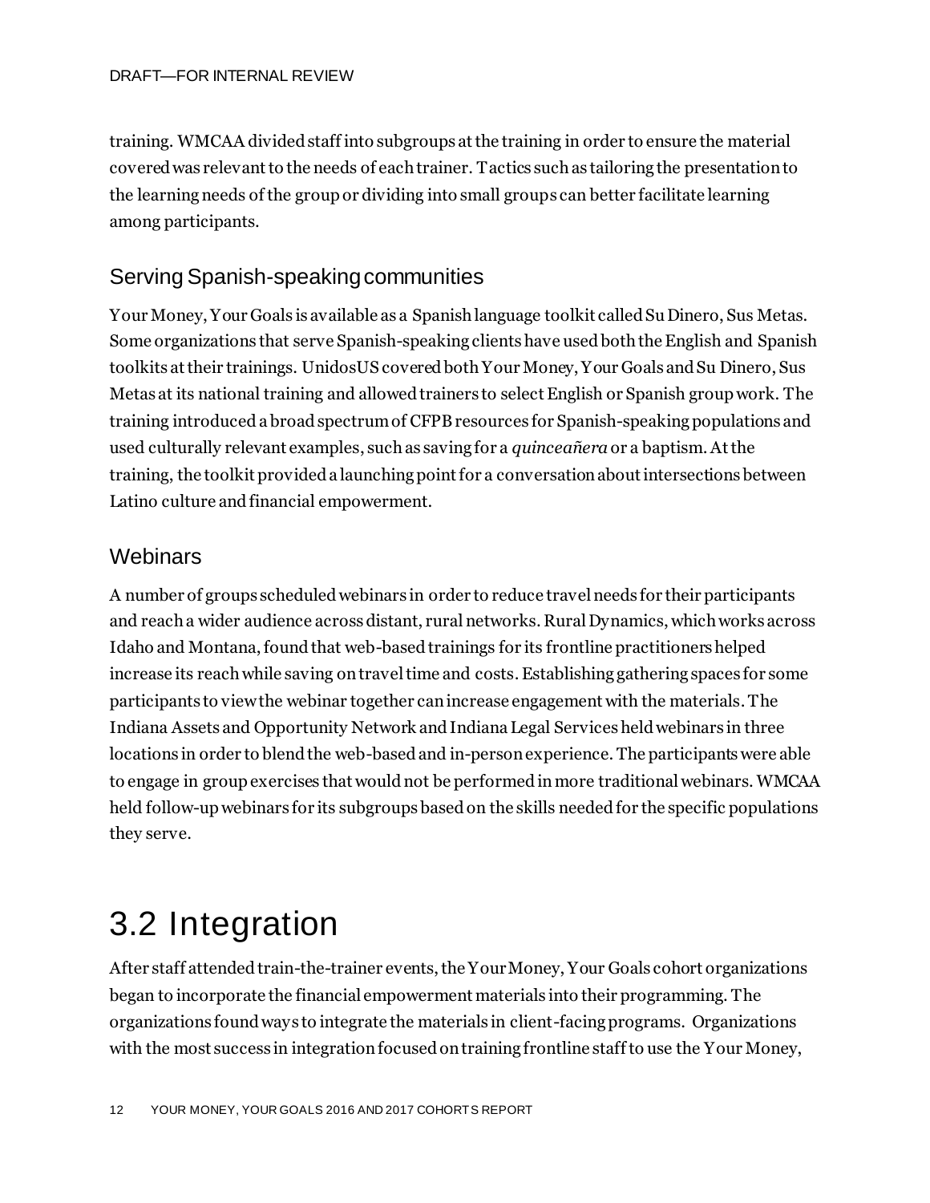training. WMCAA divided staff into subgroups at the training in order to ensure the material covered was relevant to the needs of each trainer. Tactics such as tailoring the presentation to the learning needs of the group or dividing into small groups can better facilitate learning among participants.

### Serving Spanish-speaking communities

Your Money, Your Goals is available as a Spanish language toolkit called Su Dinero, Sus Metas. Some organizations that serve Spanish-speaking clients have used both the English and Spanish toolkits at their trainings. UnidosUS covered both Your Money, Your Goals and Su Dinero, Sus Metas at its national training and allowed trainers to select English or Spanish group work. The training introduced a broad spectrum of CFPB resources for Spanish-speaking populations and used culturally relevant examples, such as saving for a *quinceañera* or a baptism. At the training, the toolkit provided a launching point for a conversation about intersections between Latino culture and financial empowerment.

### Webinars

A number of groups scheduled webinars in order to reduce travel needs for their participants and reach a wider audience across distant, rural networks. Rural Dynamics, which works across Idaho and Montana, found that web-based trainings for its frontline practitioners helped increase its reach while saving on travel time and costs. Establishing gathering spaces for some participants to view the webinar together can increase engagement with the materials. The Indiana Assets and Opportunity Network and Indiana Legal Services held webinars in three locations in order to blend the web-based and in-person experience. The participants were able to engage in group exercises that would not be performed in more traditional webinars. WMCAA held follow-up webinars for its subgroups based on the skills needed for the specific populations they serve.

## 3.2 Integration

After staff attended train-the-trainer events, the Your Money, Your Goals cohort organizations began to incorporate the financial empowerment materials into their programming. The organizations found ways to integrate the materials in client-facing programs. Organizations with the most success in integration focused on training frontline staff to use the Your Money,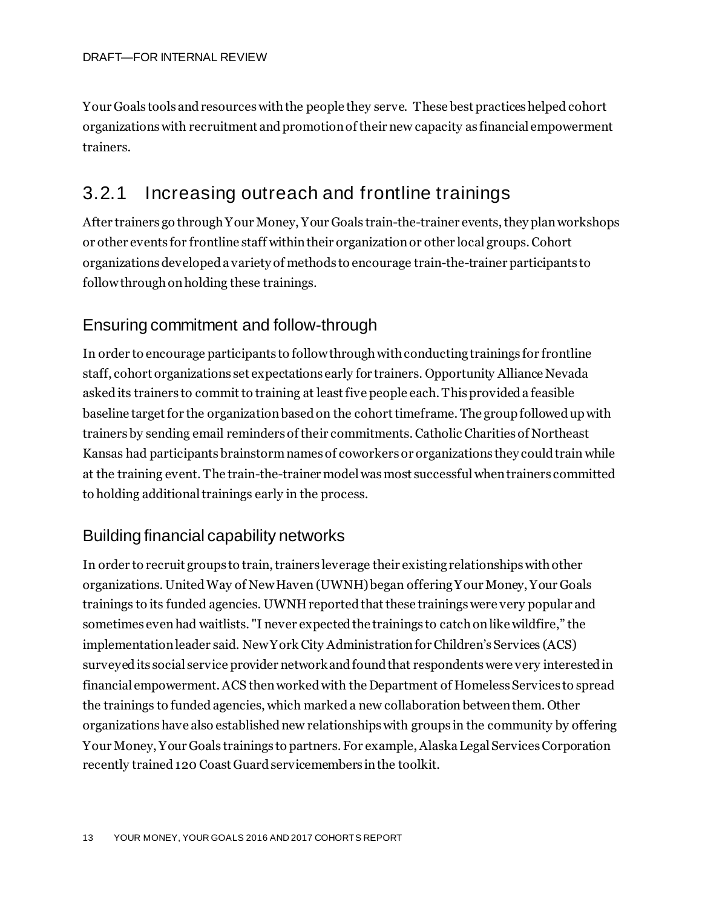Your Goals tools and resources with the people they serve. These best practices helped cohort organizations with recruitment and promotion of their new capacity as financial empowerment trainers.

## 3.2.1 Increasing outreach and frontline trainings

After trainers go through Your Money, Your Goals train-the-trainer events, they plan workshops or other events for frontline staff within their organization or other local groups. Cohort organizations developed a variety of methods to encourage train-the-trainer participants to follow through on holding these trainings.

### Ensuring commitment and follow-through

In order to encourage participants to follow through with conducting trainings for frontline staff, cohort organizations set expectations early for trainers. Opportunity Alliance Nevada asked its trainers to commit to training at least five people each. This provided a feasible baseline target for the organization based on the cohort timeframe. The group followed up with trainers by sending email reminders of their commitments. Catholic Charities of Northeast Kansas had participants brainstorm names of coworkers or organizations they could train while at the training event. The train-the-trainer model was most successful when trainers committed to holding additional trainings early in the process.

### Building financial capability networks

In order to recruit groups to train, trainers leverage their existing relationships with other organizations. United Way of New Haven (UWNH) began offering Your Money, Your Goals trainings to its funded agencies. UWNH reported that these trainings were very popular and sometimes even had waitlists. "I never expected the trainings to catch on like wildfire," the implementation leader said. New York City Administration for Children's Services (ACS) surveyed its social service provider network and found that respondents were very interested in financial empowerment. ACS then worked with the Department of Homeless Services to spread the trainings to funded agencies, which marked a new collaboration between them. Other organizations have also established new relationships with groups in the community by offering Your Money, Your Goals trainings to partners. For example, Alaska Legal Services Corporation recently trained 120 Coast Guard servicemembers in the toolkit.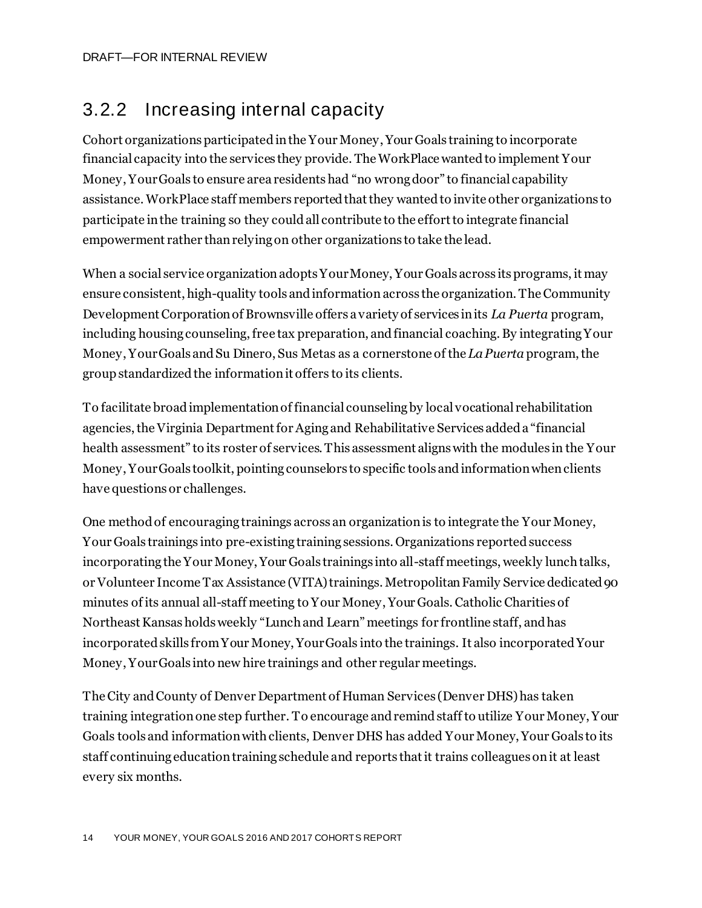### 3.2.2 Increasing internal capacity

Cohort organizations participated in the Your Money, Your Goals training to incorporate financial capacity into the services they provide. The WorkPlace wanted to implement Your Money, Your Goals to ensure area residents had "no wrong door" to financial capability assistance. WorkPlace staff members reported that they wanted to invite other organizations to participate in the training so they could all contribute to the effort to integrate financial empowerment rather than relying on other organizations to take the lead.

When a social service organization adopts Your Money, Your Goals across its programs, it may ensure consistent, high-quality tools and information across the organization. The Community Development Corporation of Brownsville offers a variety of services in its *La Puerta* program, including housing counseling, free tax preparation, and financial coaching. By integrating Your Money, Your Goals and Su Dinero, Sus Metas as a cornerstone of the *La Puerta* program, the group standardized the information it offers to its clients.

To facilitate broad implementation of financial counseling by local vocational rehabilitation agencies, the Virginia Department for Aging and Rehabilitative Services added a "financial health assessment" to its roster of services. This assessment aligns with the modules in the Your Money, Your Goals toolkit, pointing counselors to specific tools and information when clients have questions or challenges.

One method of encouraging trainings across an organization is to integrate the Your Money, Your Goals trainings into pre-existing training sessions. Organizations reported success incorporating the Your Money, Your Goals trainings into all-staff meetings, weekly lunch talks, or Volunteer Income Tax Assistance (VITA) trainings. Metropolitan Family Service dedicated 90 minutes of its annual all-staff meeting to Your Money, Your Goals. Catholic Charities of Northeast Kansas holds weekly "Lunch and Learn" meetings for frontline staff, and has incorporated skills from Your Money, Your Goals into the trainings. It also incorporated Your Money, Your Goals into new hire trainings and other regular meetings.

The City and County of Denver Department of Human Services (Denver DHS) has taken training integration one step further. To encourage and remind staff to utilize Your Money, Your Goals tools and information with clients, Denver DHS has added Your Money, Your Goals to its staff continuing education training schedule and reports that it trains colleagues on it at least every six months.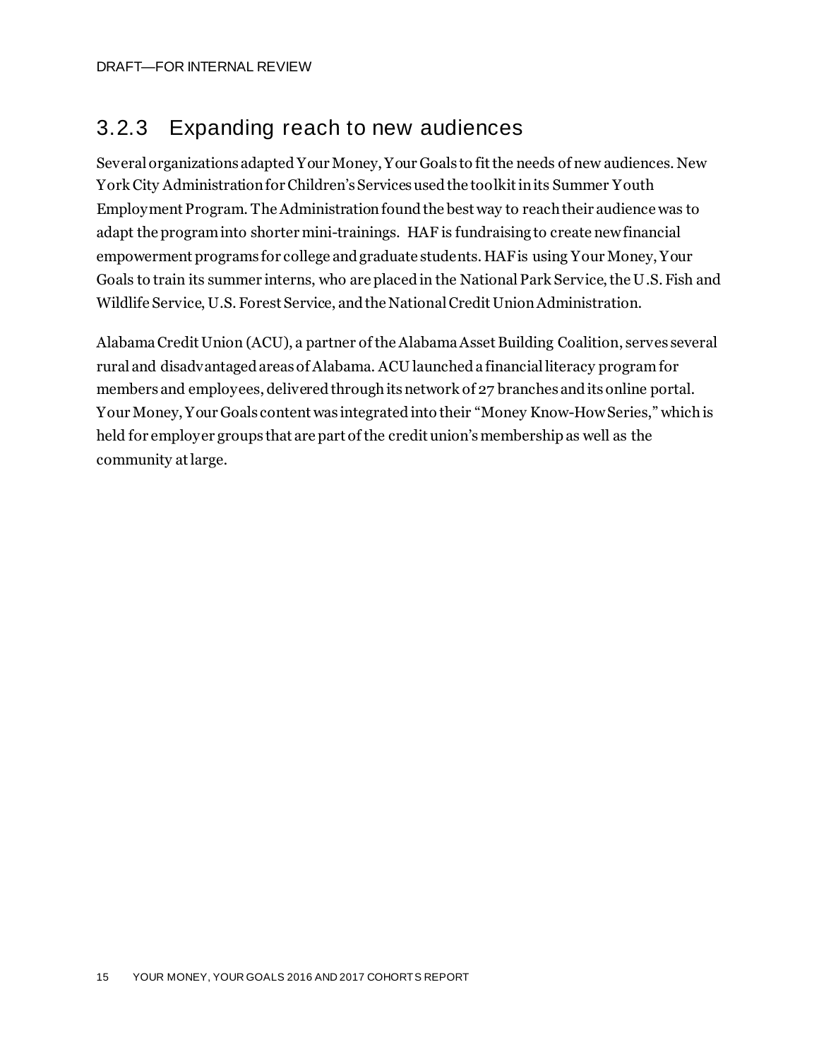### 3.2.3 Expanding reach to new audiences

Several organizations adapted Your Money, Your Goals to fit the needs of new audiences. New York City Administration for Children's Services used the toolkit in its Summer Youth Employment Program. The Administration found the best way to reach their audience was to adapt the program into shorter mini-trainings. HAF is fundraising to create new financial empowerment programs for college and graduate students. HAF is using Your Money, Your Goals to train its summer interns, who are placed in the National Park Service, the U.S. Fish and Wildlife Service, U.S. Forest Service, and the National Credit Union Administration.

Alabama Credit Union (ACU), a partner of the Alabama Asset Building Coalition, serves several rural and disadvantaged areas of Alabama. ACU launched a financial literacy program for members and employees, delivered through its network of 27 branches and its online portal. Your Money, Your Goals content was integrated into their "Money Know-How Series," which is held for employer groups that are part of the credit union's membership as well as the community at large.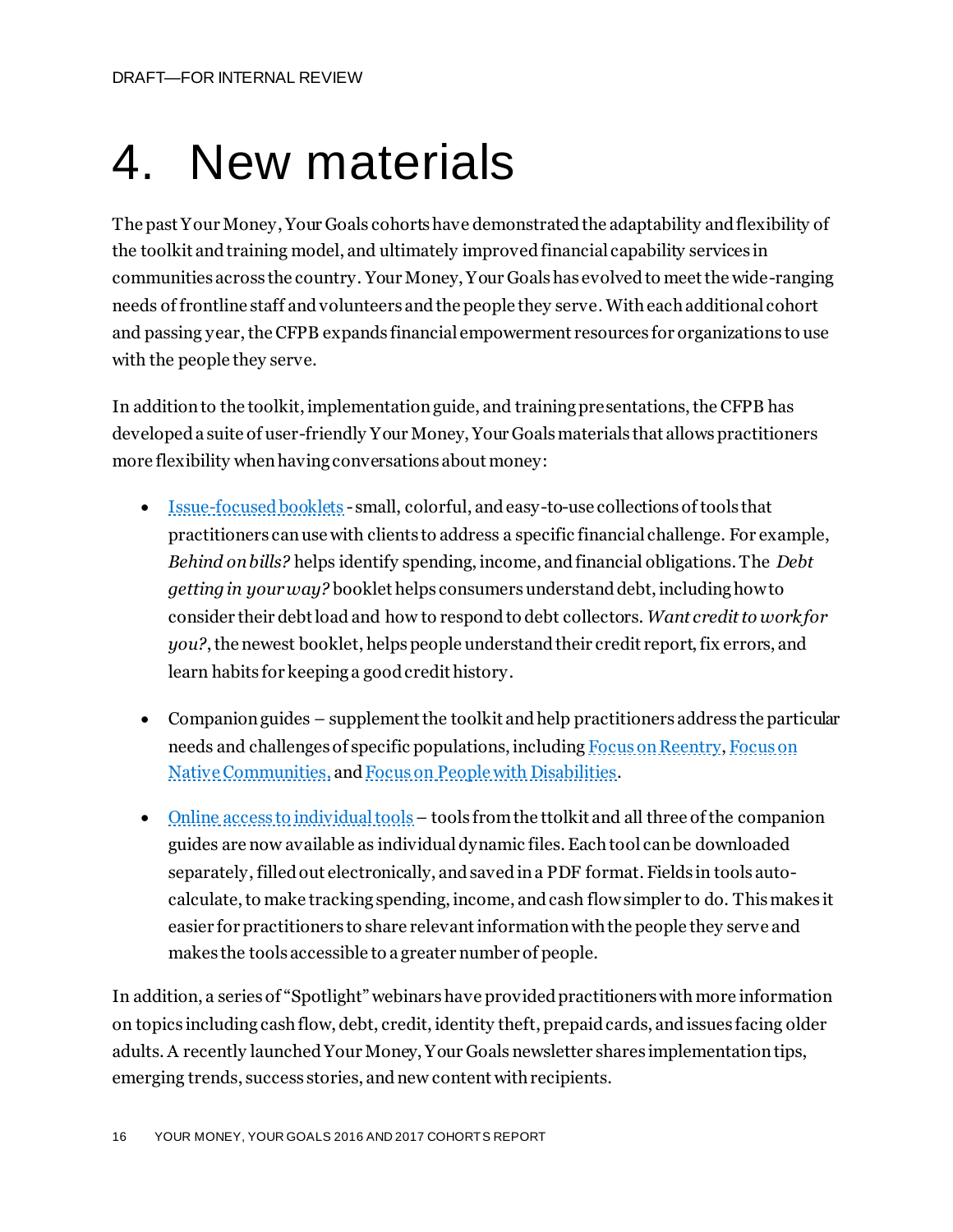DRAFT—FOR INTERNAL REVIEW

# 4. New materials

The past Your Money, Your Goals cohorts have demonstrated the adaptability and flexibility of the toolkit and training model, and ultimately improved financial capability services in communities across the country. Your Money, Your Goals has evolved to meet the wide-ranging needs of frontline staff and volunteers and the people they serve. With each additional cohort and passing year, the CFPB expands financial empowerment resources for organizations to use with the people they serve.

In addition to the toolkit, implementation guide, and training presentations, the CFPB has developed a suite of user-friendly Your Money, Your Goals materials that allows practitioners more flexibility when having conversations about money:

- Issue-focused booklets - small, colorful, and easy-to-use collections of tools that practitioners can use with clients to address a specific financial challenge. For example, *Behind on bills?* helps identify spending, income, and financial obligations. The *Debt getting in your way?* booklet helps consumers understand debt, including how to consider their debt load and how to respond to debt collectors. *Want credit to work for you?*, the newest booklet, helps people understand their credit report, fix errors, and learn habits for keeping a good credit history.
- Companion guides – supplement the toolkit and help practitioners address the particular needs and challenges of specific populations, including Focus on Reentry, Focus on Native Communities, and Focus on People with Disabilities.
- Online access to individual tools – tools from the ttolkit and all three of the companion guides are now available as individual dynamic files. Each tool can be downloaded separately, filled out electronically, and saved in a PDF format. Fields in tools auto-calculate, to make tracking spending, income, and cash flow simpler to do. This makes it easier for practitioners to share relevant information with the people they serve and makes the tools accessible to a greater number of people.

In addition, a series of "Spotlight" webinars have provided practitioners with more information on topics including cash flow, debt, credit, identity theft, prepaid cards, and issues facing older adults. A recently launched Your Money, Your Goals newsletter shares implementation tips, emerging trends, success stories, and new content with recipients.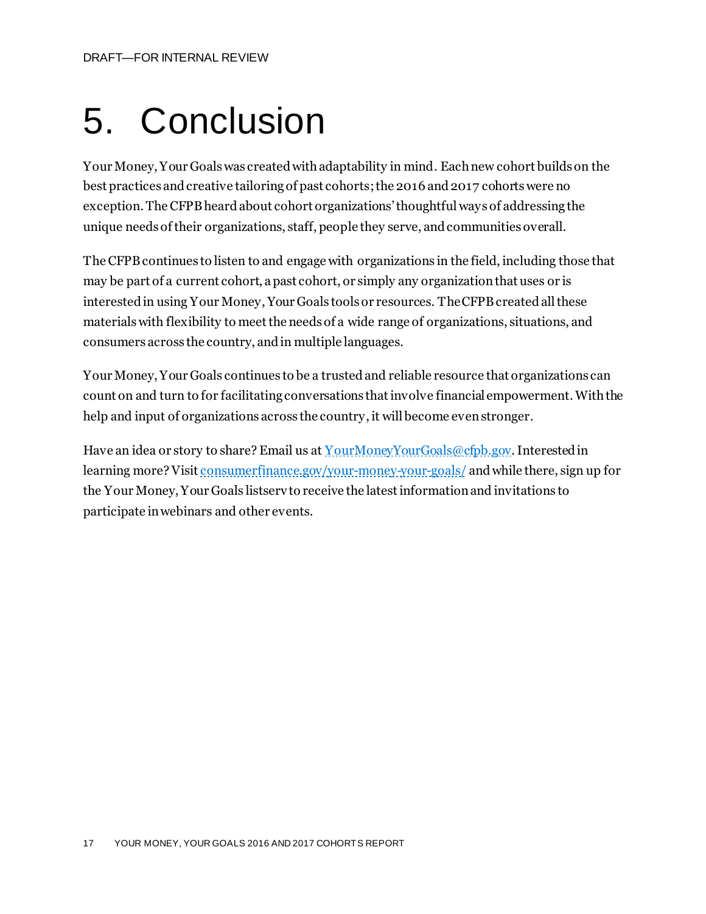# 5. Conclusion

Your Money, Your Goals was created with adaptability in mind. Each new cohort builds on the best practices and creative tailoring of past cohorts; the 2016 and 2017 cohorts were no exception. The CFPB heard about cohort organizations' thoughtful ways of addressing the unique needs of their organizations, staff, people they serve, and communities overall.

The CFPB continues to listen to and engage with organizations in the field, including those that may be part of a current cohort, a past cohort, or simply any organization that uses or is interested in using Your Money, Your Goals tools or resources. The CFPB created all these materials with flexibility to meet the needs of a wide range of organizations, situations, and consumers across the country, and in multiple languages.

Your Money, Your Goals continues to be a trusted and reliable resource that organizations can count on and turn to for facilitating conversations that involve financial empowerment. With the help and input of organizations across the country, it will become even stronger.

Have an idea or story to share? Email us at [YourMoneyYourGoals@cfpb.gov](mailto:YourMoneyYourGoals@cfpb.gov). Interested in learning more? Visit [consumerfinance.gov/your-money-your-goals/](https://consumerfinance.gov/your-money-your-goals/) and while there, sign up for the Your Money, Your Goals listserv to receive the latest information and invitations to participate in webinars and other events.